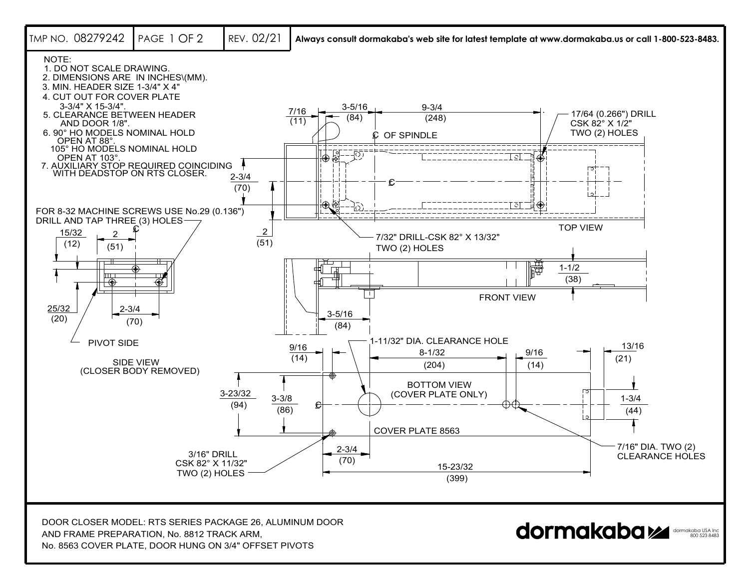| TMP NO. 08279242 | PAGE 1 OF 2 | REV. 02/21 | Always consult dormakaba's web site for latest template at www.dormakaba.us or call 1-800-523-8483. |
|---|---|---|---|

NOTE:

1. DO NOT SCALE DRAWING.
2. DIMENSIONS ARE IN INCHES\(MM).
3. MIN. HEADER SIZE 1-3/4" X 4"
4. CUT OUT FOR COVER PLATE 3-3/4" X 15-3/4".
5. CLEARANCE BETWEEN HEADER AND DOOR 1/8".
6. 90° HO MODELS NOMINAL HOLD OPEN AT 88°.
   105° HO MODELS NOMINAL HOLD OPEN AT 103°.
7. AUXILIARY STOP REQUIRED COINCIDING WITH DEADSTOP ON RTS CLOSER.

TOP VIEW

- 7/16 (11)
- 3-5/16 (84)
- 9-3/4 (248)
- ℄ OF SPINDLE
- ℄
- 17/64 (0.266") DRILL CSK 82° X 1/2" TWO (2) HOLES
- 2-3/4 (70)
- 2 (51)
- 7/32" DRILL-CSK 82° X 13/32" TWO (2) HOLES

FOR 8-32 MACHINE SCREWS USE No.29 (0.136") DRILL AND TAP THREE (3) HOLES

SIDE VIEW (CLOSER BODY REMOVED)

- 15/32 (12)
- 2 (51)
- ℄
- 25/32 (20)
- 2-3/4 (70)
- PIVOT SIDE

FRONT VIEW

- 1-1/2 (38)
- 3-5/16 (84)

BOTTOM VIEW (COVER PLATE ONLY)

- 1-11/32" DIA. CLEARANCE HOLE
- 9/16 (14)
- 8-1/32 (204)
- 9/16 (14)
- 13/16 (21)
- 3-23/32 (94)
- 3-3/8 (86)
- ℄
- 1-3/4 (44)
- COVER PLATE 8563
- 7/16" DIA. TWO (2) CLEARANCE HOLES
- 3/16" DRILL CSK 82° X 11/32" TWO (2) HOLES
- 2-3/4 (70)
- 15-23/32 (399)

DOOR CLOSER MODEL: RTS SERIES PACKAGE 26, ALUMINUM DOOR AND FRAME PREPARATION, No. 8812 TRACK ARM, No. 8563 COVER PLATE, DOOR HUNG ON 3/4" OFFSET PIVOTS

dormakaba — dormakaba USA Inc 800 523 8483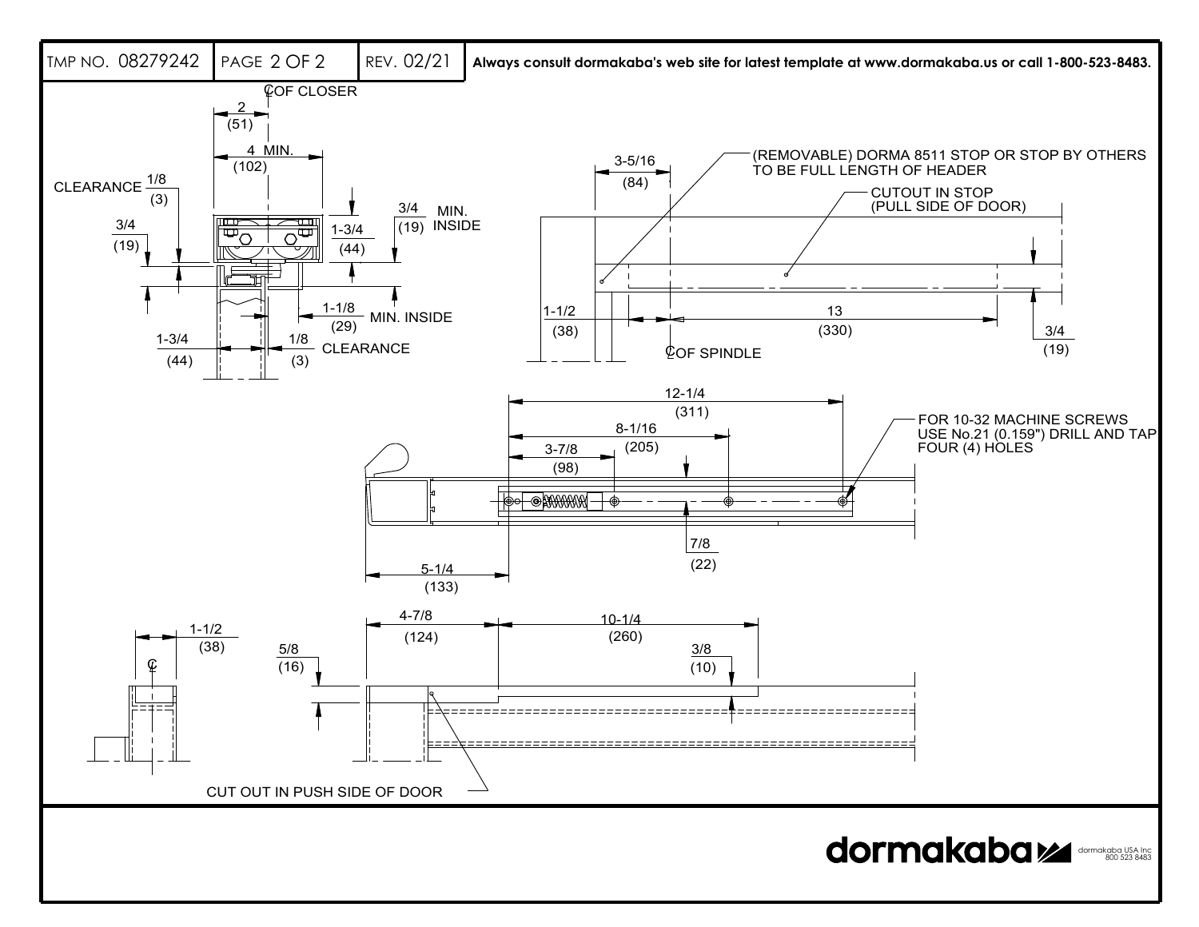TMP NO. 08279242 | REV. 02/21

**Always consult dormakaba's web site for latest template at www.dormakaba.us or call 1-800-523-8483.**

℄ OF CLOSER

2 (51)

4 MIN. (102)

CLEARANCE 1/8 (3)

3/4 (19)

1-3/4 (44)

3/4 (19) MIN. INSIDE

1-1/8 (29) MIN. INSIDE

1-3/4 (44)

1/8 (3) CLEARANCE

3-5/16 (84)

(REMOVABLE) DORMA 8511 STOP OR STOP BY OTHERS TO BE FULL LENGTH OF HEADER

CUTOUT IN STOP (PULL SIDE OF DOOR)

1-1/2 (38)

13 (330)

3/4 (19)

℄ OF SPINDLE

12-1/4 (311)

8-1/16 (205)

3-7/8 (98)

FOR 10-32 MACHINE SCREWS USE No.21 (0.159") DRILL AND TAP FOUR (4) HOLES

7/8 (22)

5-1/4 (133)

1-1/2 (38)

℄

5/8 (16)

4-7/8 (124)

10-1/4 (260)

3/8 (10)

CUT OUT IN PUSH SIDE OF DOOR

dormakaba

dormakaba USA Inc. 800 523 8483